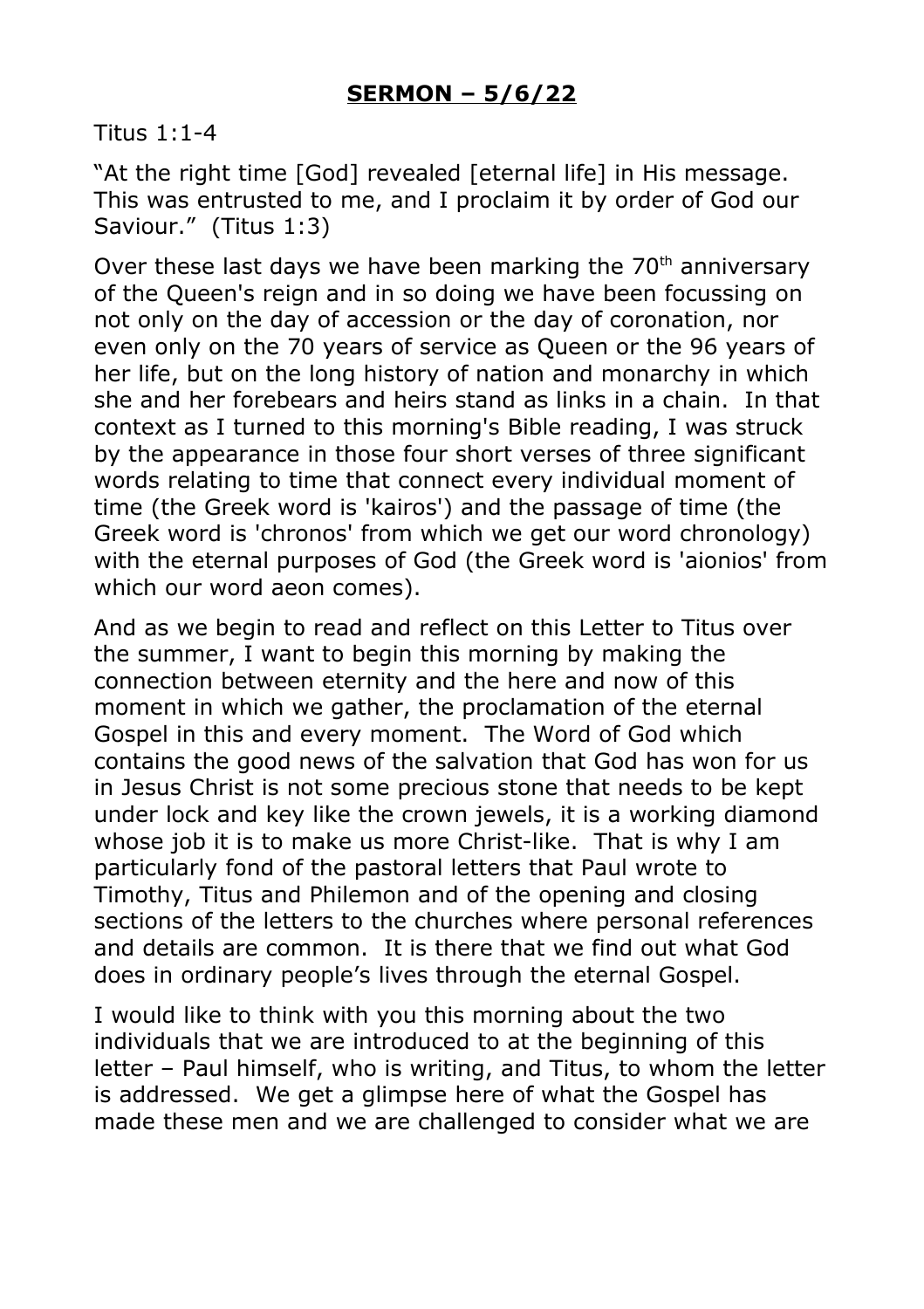## **SERMON – 5/6/22**

Titus 1:1-4

"At the right time [God] revealed [eternal life] in His message. This was entrusted to me, and I proclaim it by order of God our Saviour." (Titus 1:3)

Over these last days we have been marking the 70th anniversary of the Queen's reign and in so doing we have been focussing on not only on the day of accession or the day of coronation, nor even only on the 70 years of service as Queen or the 96 years of her life, but on the long history of nation and monarchy in which she and her forebears and heirs stand as links in a chain. In that context as I turned to this morning's Bible reading, I was struck by the appearance in those four short verses of three significant words relating to time that connect every individual moment of time (the Greek word is 'kairos') and the passage of time (the Greek word is 'chronos' from which we get our word chronology) with the eternal purposes of God (the Greek word is 'aionios' from which our word aeon comes).

And as we begin to read and reflect on this Letter to Titus over the summer, I want to begin this morning by making the connection between eternity and the here and now of this moment in which we gather, the proclamation of the eternal Gospel in this and every moment. The Word of God which contains the good news of the salvation that God has won for us in Jesus Christ is not some precious stone that needs to be kept under lock and key like the crown jewels, it is a working diamond whose job it is to make us more Christ-like. That is why I am particularly fond of the pastoral letters that Paul wrote to Timothy, Titus and Philemon and of the opening and closing sections of the letters to the churches where personal references and details are common. It is there that we find out what God does in ordinary people's lives through the eternal Gospel.

I would like to think with you this morning about the two individuals that we are introduced to at the beginning of this letter – Paul himself, who is writing, and Titus, to whom the letter is addressed. We get a glimpse here of what the Gospel has made these men and we are challenged to consider what we are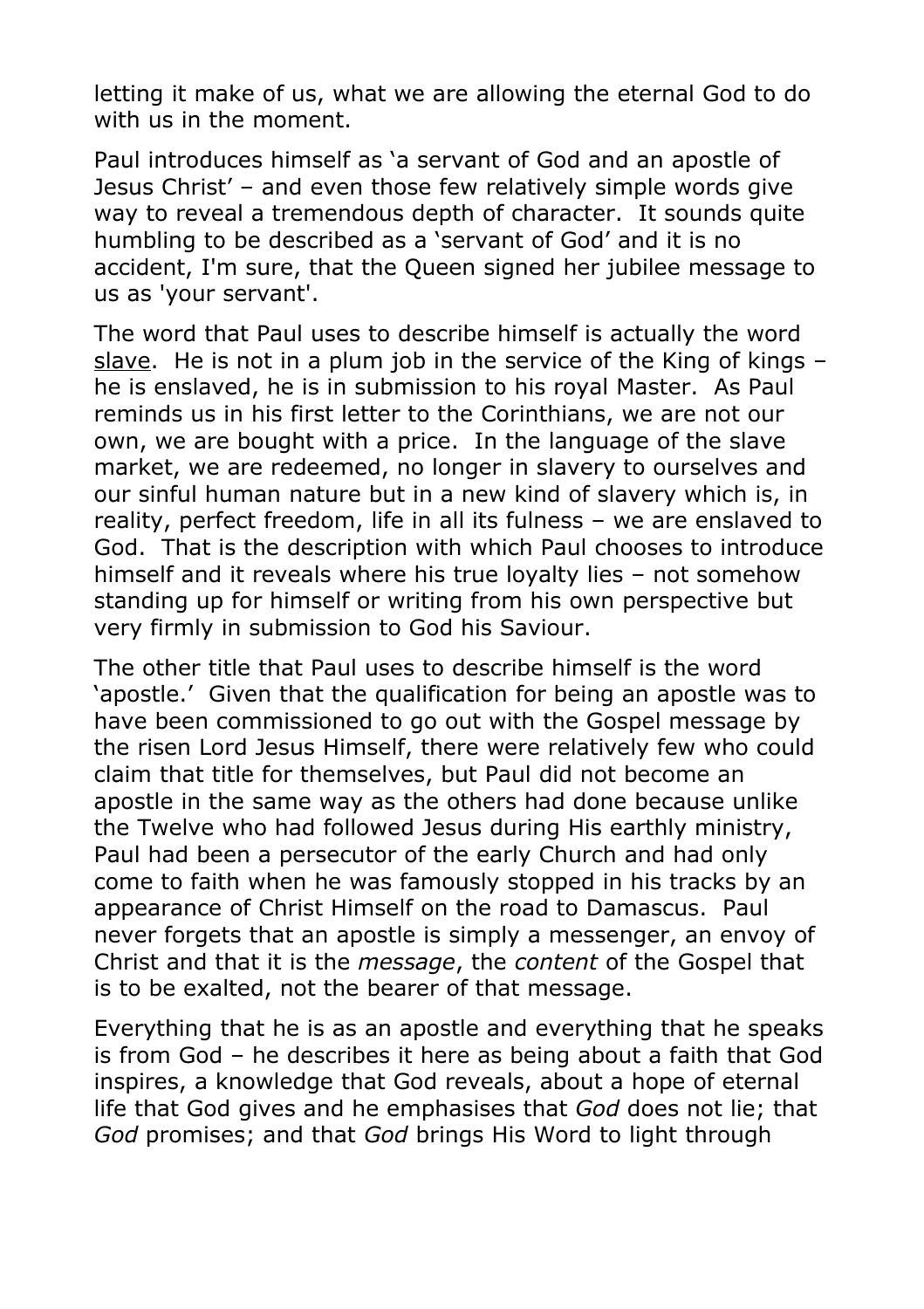letting it make of us, what we are allowing the eternal God to do with us in the moment.

Paul introduces himself as 'a servant of God and an apostle of Jesus Christ' – and even those few relatively simple words give way to reveal a tremendous depth of character. It sounds quite humbling to be described as a 'servant of God' and it is no accident, I'm sure, that the Queen signed her jubilee message to us as 'your servant'.

The word that Paul uses to describe himself is actually the word <u>slave</u>. He is not in a plum job in the service of the King of kings – he is enslaved, he is in submission to his royal Master. As Paul reminds us in his first letter to the Corinthians, we are not our own, we are bought with a price. In the language of the slave market, we are redeemed, no longer in slavery to ourselves and our sinful human nature but in a new kind of slavery which is, in reality, perfect freedom, life in all its fulness – we are enslaved to God. That is the description with which Paul chooses to introduce himself and it reveals where his true loyalty lies – not somehow standing up for himself or writing from his own perspective but very firmly in submission to God his Saviour.

The other title that Paul uses to describe himself is the word 'apostle.' Given that the qualification for being an apostle was to have been commissioned to go out with the Gospel message by the risen Lord Jesus Himself, there were relatively few who could claim that title for themselves, but Paul did not become an apostle in the same way as the others had done because unlike the Twelve who had followed Jesus during His earthly ministry, Paul had been a persecutor of the early Church and had only come to faith when he was famously stopped in his tracks by an appearance of Christ Himself on the road to Damascus. Paul never forgets that an apostle is simply a messenger, an envoy of Christ and that it is the *message*, the *content* of the Gospel that is to be exalted, not the bearer of that message.

Everything that he is as an apostle and everything that he speaks is from God – he describes it here as being about a faith that God inspires, a knowledge that God reveals, about a hope of eternal life that God gives and he emphasises that *God* does not lie; that *God* promises; and that *God* brings His Word to light through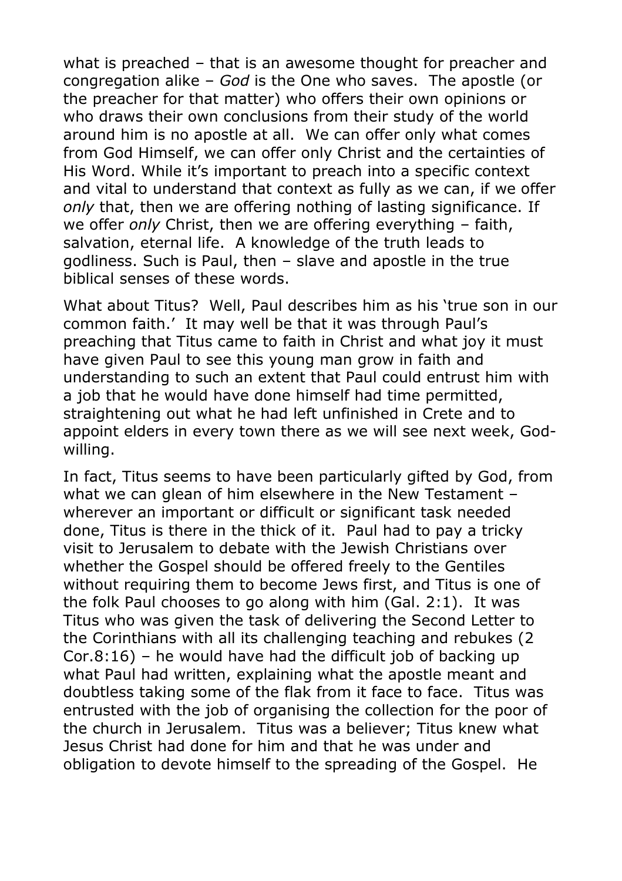what is preached – that is an awesome thought for preacher and congregation alike – *God* is the One who saves. The apostle (or the preacher for that matter) who offers their own opinions or who draws their own conclusions from their study of the world around him is no apostle at all. We can offer only what comes from God Himself, we can offer only Christ and the certainties of His Word. While it's important to preach into a specific context and vital to understand that context as fully as we can, if we offer *only* that, then we are offering nothing of lasting significance. If we offer *only* Christ, then we are offering everything – faith, salvation, eternal life. A knowledge of the truth leads to godliness. Such is Paul, then – slave and apostle in the true biblical senses of these words.

What about Titus? Well, Paul describes him as his 'true son in our common faith.' It may well be that it was through Paul's preaching that Titus came to faith in Christ and what joy it must have given Paul to see this young man grow in faith and understanding to such an extent that Paul could entrust him with a job that he would have done himself had time permitted, straightening out what he had left unfinished in Crete and to appoint elders in every town there as we will see next week, God-willing.

In fact, Titus seems to have been particularly gifted by God, from what we can glean of him elsewhere in the New Testament – wherever an important or difficult or significant task needed done, Titus is there in the thick of it. Paul had to pay a tricky visit to Jerusalem to debate with the Jewish Christians over whether the Gospel should be offered freely to the Gentiles without requiring them to become Jews first, and Titus is one of the folk Paul chooses to go along with him (Gal. 2:1). It was Titus who was given the task of delivering the Second Letter to the Corinthians with all its challenging teaching and rebukes (2 Cor.8:16) – he would have had the difficult job of backing up what Paul had written, explaining what the apostle meant and doubtless taking some of the flak from it face to face. Titus was entrusted with the job of organising the collection for the poor of the church in Jerusalem. Titus was a believer; Titus knew what Jesus Christ had done for him and that he was under and obligation to devote himself to the spreading of the Gospel. He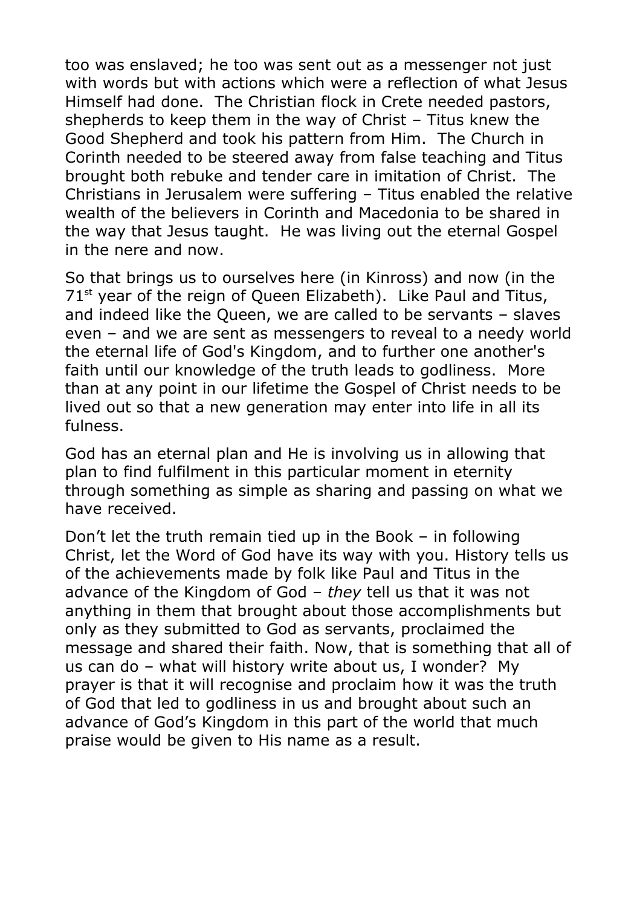too was enslaved; he too was sent out as a messenger not just with words but with actions which were a reflection of what Jesus Himself had done. The Christian flock in Crete needed pastors, shepherds to keep them in the way of Christ – Titus knew the Good Shepherd and took his pattern from Him. The Church in Corinth needed to be steered away from false teaching and Titus brought both rebuke and tender care in imitation of Christ. The Christians in Jerusalem were suffering – Titus enabled the relative wealth of the believers in Corinth and Macedonia to be shared in the way that Jesus taught. He was living out the eternal Gospel in the nere and now.

So that brings us to ourselves here (in Kinross) and now (in the 71st year of the reign of Queen Elizabeth). Like Paul and Titus, and indeed like the Queen, we are called to be servants – slaves even – and we are sent as messengers to reveal to a needy world the eternal life of God's Kingdom, and to further one another's faith until our knowledge of the truth leads to godliness. More than at any point in our lifetime the Gospel of Christ needs to be lived out so that a new generation may enter into life in all its fulness.

God has an eternal plan and He is involving us in allowing that plan to find fulfilment in this particular moment in eternity through something as simple as sharing and passing on what we have received.

Don't let the truth remain tied up in the Book – in following Christ, let the Word of God have its way with you. History tells us of the achievements made by folk like Paul and Titus in the advance of the Kingdom of God – *they* tell us that it was not anything in them that brought about those accomplishments but only as they submitted to God as servants, proclaimed the message and shared their faith. Now, that is something that all of us can do – what will history write about us, I wonder? My prayer is that it will recognise and proclaim how it was the truth of God that led to godliness in us and brought about such an advance of God's Kingdom in this part of the world that much praise would be given to His name as a result.